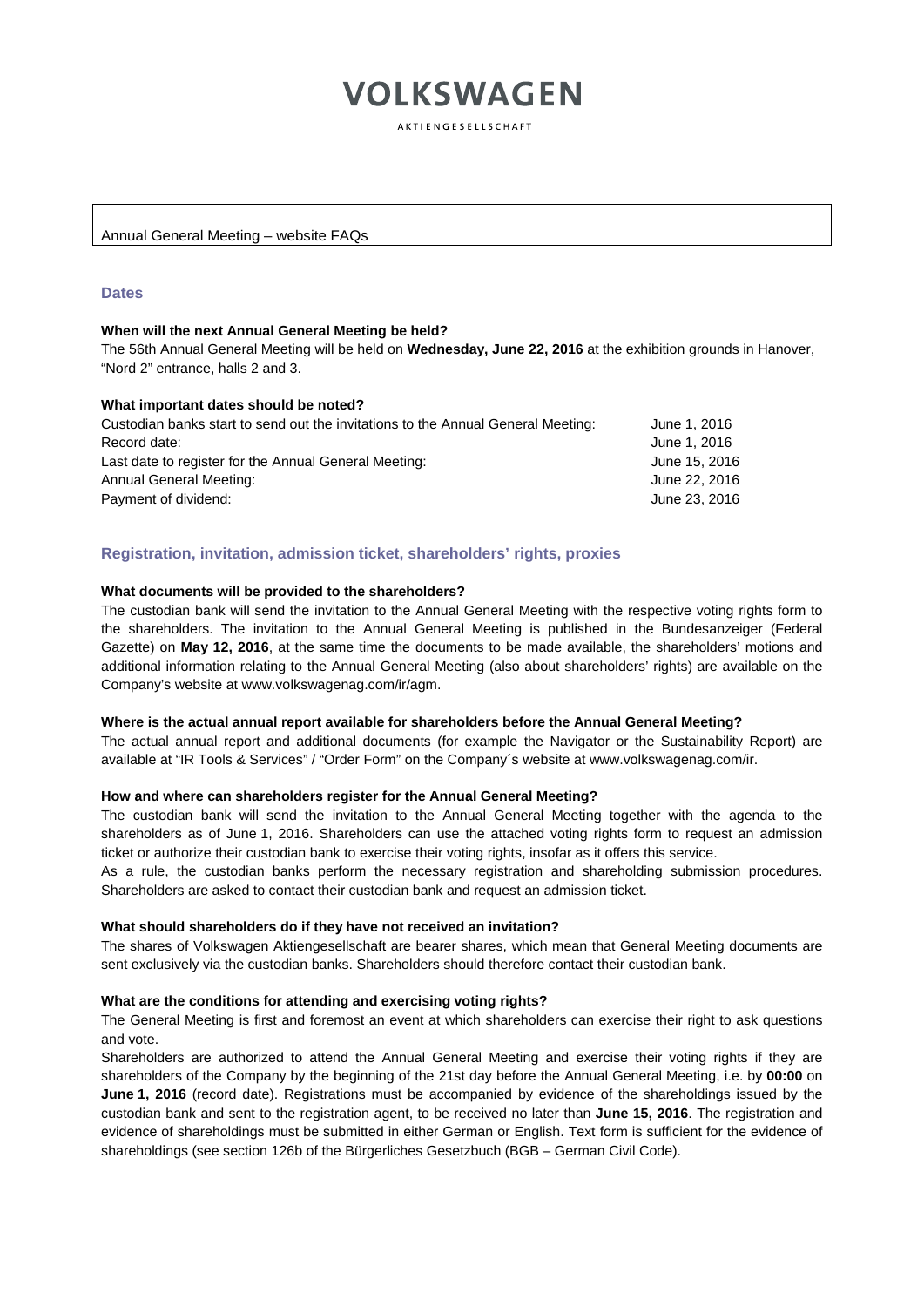// VOLKSWAGEN
AKTIENGESELLSCHAFT

Annual General Meeting – website FAQs

## Dates

**When will the next Annual General Meeting be held?**

The 56th Annual General Meeting will be held on **Wednesday, June 22, 2016** at the exhibition grounds in Hanover, "Nord 2" entrance, halls 2 and 3.

**What important dates should be noted?**

| | |
|---|---|
| Custodian banks start to send out the invitations to the Annual General Meeting: | June 1, 2016 |
| Record date: | June 1, 2016 |
| Last date to register for the Annual General Meeting: | June 15, 2016 |
| Annual General Meeting: | June 22, 2016 |
| Payment of dividend: | June 23, 2016 |

## Registration, invitation, admission ticket, shareholders' rights, proxies

**What documents will be provided to the shareholders?**

The custodian bank will send the invitation to the Annual General Meeting with the respective voting rights form to the shareholders. The invitation to the Annual General Meeting is published in the Bundesanzeiger (Federal Gazette) on **May 12, 2016**, at the same time the documents to be made available, the shareholders' motions and additional information relating to the Annual General Meeting (also about shareholders' rights) are available on the Company's website at www.volkswagenag.com/ir/agm.

**Where is the actual annual report available for shareholders before the Annual General Meeting?**

The actual annual report and additional documents (for example the Navigator or the Sustainability Report) are available at "IR Tools & Services" / "Order Form" on the Company´s website at www.volkswagenag.com/ir.

**How and where can shareholders register for the Annual General Meeting?**

The custodian bank will send the invitation to the Annual General Meeting together with the agenda to the shareholders as of June 1, 2016. Shareholders can use the attached voting rights form to request an admission ticket or authorize their custodian bank to exercise their voting rights, insofar as it offers this service.

As a rule, the custodian banks perform the necessary registration and shareholding submission procedures. Shareholders are asked to contact their custodian bank and request an admission ticket.

**What should shareholders do if they have not received an invitation?**

The shares of Volkswagen Aktiengesellschaft are bearer shares, which mean that General Meeting documents are sent exclusively via the custodian banks. Shareholders should therefore contact their custodian bank.

**What are the conditions for attending and exercising voting rights?**

The General Meeting is first and foremost an event at which shareholders can exercise their right to ask questions and vote.

Shareholders are authorized to attend the Annual General Meeting and exercise their voting rights if they are shareholders of the Company by the beginning of the 21st day before the Annual General Meeting, i.e. by **00:00** on **June 1, 2016** (record date). Registrations must be accompanied by evidence of the shareholdings issued by the custodian bank and sent to the registration agent, to be received no later than **June 15, 2016**. The registration and evidence of shareholdings must be submitted in either German or English. Text form is sufficient for the evidence of shareholdings (see section 126b of the Bürgerliches Gesetzbuch (BGB – German Civil Code).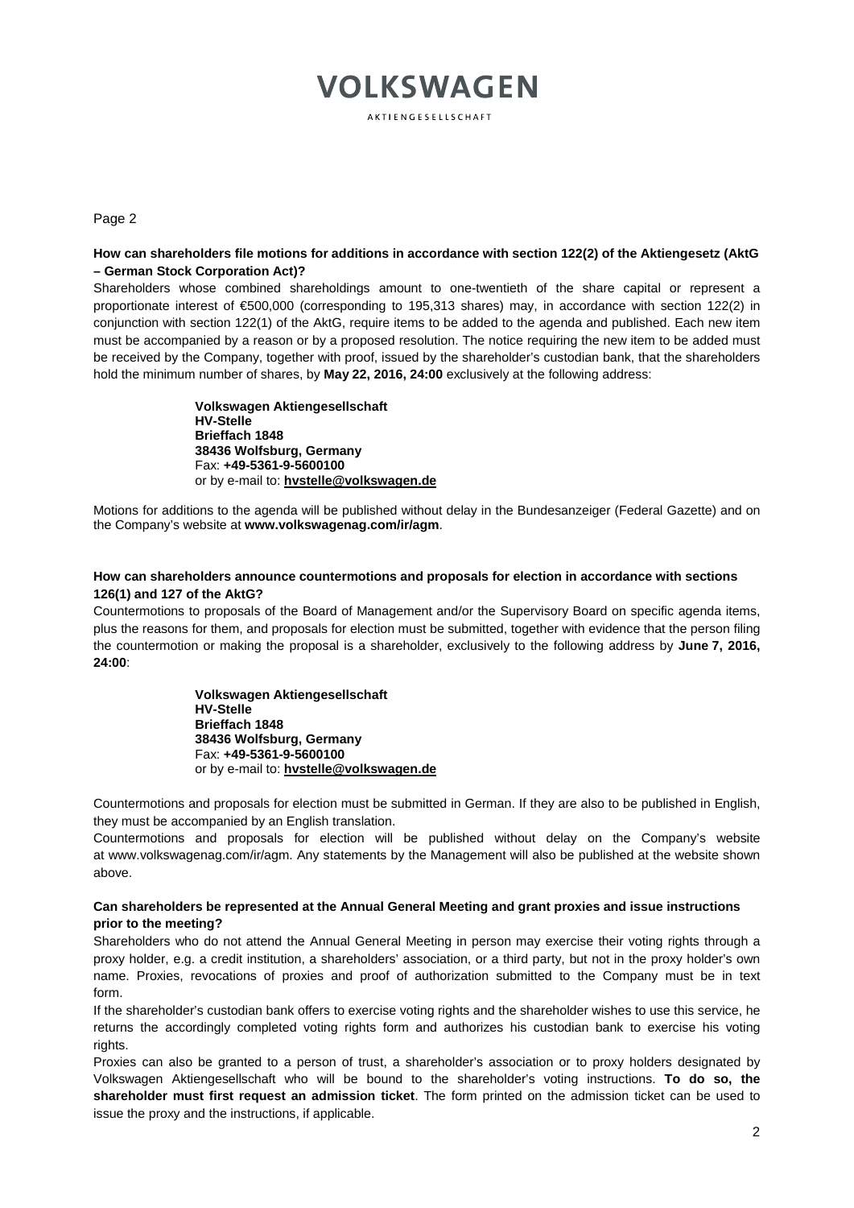**How can shareholders file motions for additions in accordance with section 122(2) of the Aktiengesetz (AktG – German Stock Corporation Act)?**

Shareholders whose combined shareholdings amount to one-twentieth of the share capital or represent a proportionate interest of €500,000 (corresponding to 195,313 shares) may, in accordance with section 122(2) in conjunction with section 122(1) of the AktG, require items to be added to the agenda and published. Each new item must be accompanied by a reason or by a proposed resolution. The notice requiring the new item to be added must be received by the Company, together with proof, issued by the shareholder's custodian bank, that the shareholders hold the minimum number of shares, by **May 22, 2016, 24:00** exclusively at the following address:

> **Volkswagen Aktiengesellschaft**
> **HV-Stelle**
> **Brieffach 1848**
> **38436 Wolfsburg, Germany**
> Fax: **+49-5361-9-5600100**
> or by e-mail to: **hvstelle@volkswagen.de**

Motions for additions to the agenda will be published without delay in the Bundesanzeiger (Federal Gazette) and on the Company's website at **www.volkswagenag.com/ir/agm**.

**How can shareholders announce countermotions and proposals for election in accordance with sections 126(1) and 127 of the AktG?**

Countermotions to proposals of the Board of Management and/or the Supervisory Board on specific agenda items, plus the reasons for them, and proposals for election must be submitted, together with evidence that the person filing the countermotion or making the proposal is a shareholder, exclusively to the following address by **June 7, 2016, 24:00**:

> **Volkswagen Aktiengesellschaft**
> **HV-Stelle**
> **Brieffach 1848**
> **38436 Wolfsburg, Germany**
> Fax: **+49-5361-9-5600100**
> or by e-mail to: **hvstelle@volkswagen.de**

Countermotions and proposals for election must be submitted in German. If they are also to be published in English, they must be accompanied by an English translation.

Countermotions and proposals for election will be published without delay on the Company's website at www.volkswagenag.com/ir/agm. Any statements by the Management will also be published at the website shown above.

**Can shareholders be represented at the Annual General Meeting and grant proxies and issue instructions prior to the meeting?**

Shareholders who do not attend the Annual General Meeting in person may exercise their voting rights through a proxy holder, e.g. a credit institution, a shareholders' association, or a third party, but not in the proxy holder's own name. Proxies, revocations of proxies and proof of authorization submitted to the Company must be in text form.

If the shareholder's custodian bank offers to exercise voting rights and the shareholder wishes to use this service, he returns the accordingly completed voting rights form and authorizes his custodian bank to exercise his voting rights.

Proxies can also be granted to a person of trust, a shareholder's association or to proxy holders designated by Volkswagen Aktiengesellschaft who will be bound to the shareholder's voting instructions. **To do so, the shareholder must first request an admission ticket**. The form printed on the admission ticket can be used to issue the proxy and the instructions, if applicable.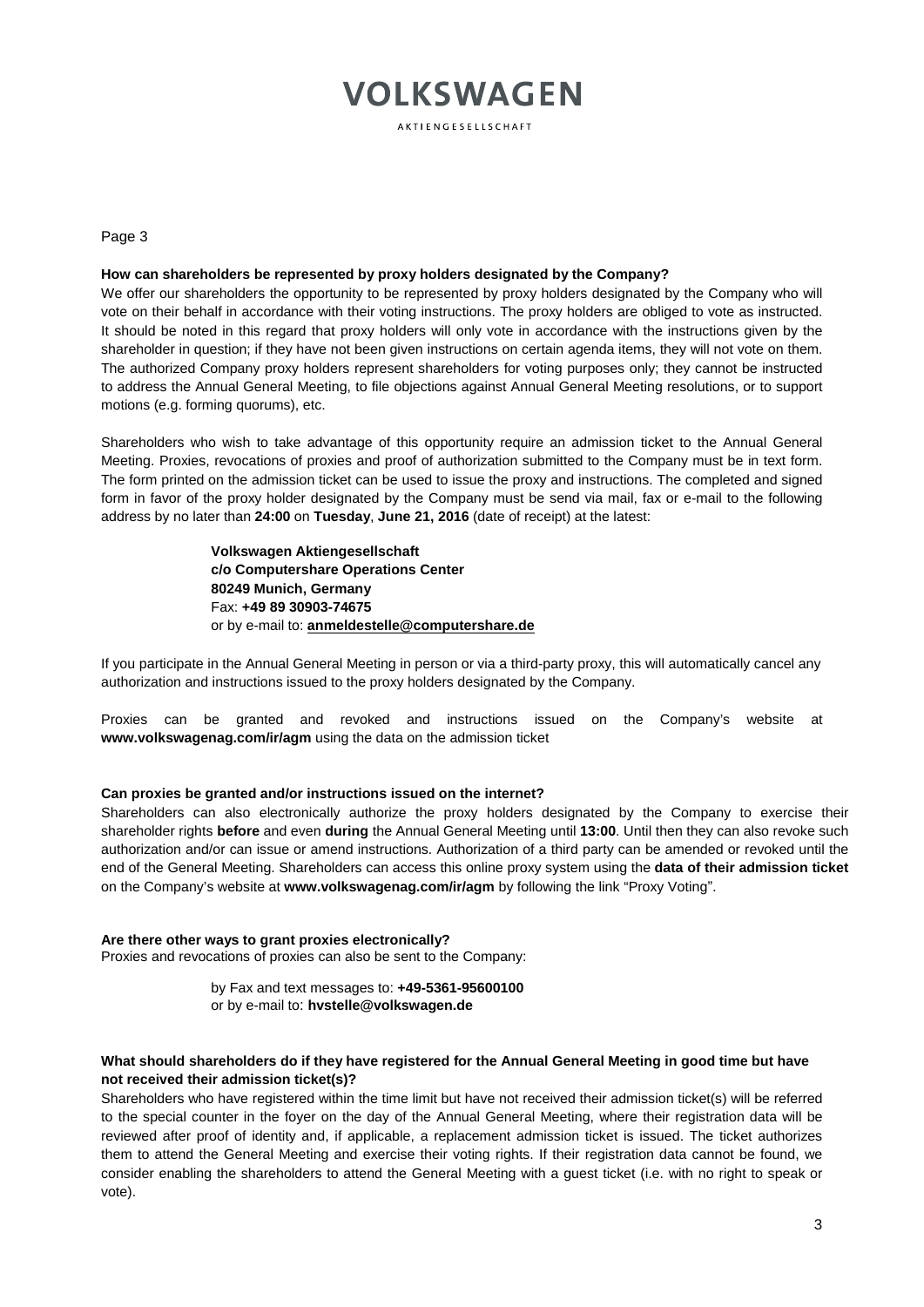**How can shareholders be represented by proxy holders designated by the Company?**

We offer our shareholders the opportunity to be represented by proxy holders designated by the Company who will vote on their behalf in accordance with their voting instructions. The proxy holders are obliged to vote as instructed. It should be noted in this regard that proxy holders will only vote in accordance with the instructions given by the shareholder in question; if they have not been given instructions on certain agenda items, they will not vote on them. The authorized Company proxy holders represent shareholders for voting purposes only; they cannot be instructed to address the Annual General Meeting, to file objections against Annual General Meeting resolutions, or to support motions (e.g. forming quorums), etc.

Shareholders who wish to take advantage of this opportunity require an admission ticket to the Annual General Meeting. Proxies, revocations of proxies and proof of authorization submitted to the Company must be in text form. The form printed on the admission ticket can be used to issue the proxy and instructions. The completed and signed form in favor of the proxy holder designated by the Company must be send via mail, fax or e-mail to the following address by no later than **24:00** on **Tuesday**, **June 21, 2016** (date of receipt) at the latest:

> **Volkswagen Aktiengesellschaft**
> **c/o Computershare Operations Center**
> **80249 Munich, Germany**
> Fax: **+49 89 30903-74675**
> or by e-mail to: **anmeldestelle@computershare.de**

If you participate in the Annual General Meeting in person or via a third-party proxy, this will automatically cancel any authorization and instructions issued to the proxy holders designated by the Company.

Proxies can be granted and revoked and instructions issued on the Company's website at **www.volkswagenag.com/ir/agm** using the data on the admission ticket

**Can proxies be granted and/or instructions issued on the internet?**

Shareholders can also electronically authorize the proxy holders designated by the Company to exercise their shareholder rights **before** and even **during** the Annual General Meeting until **13:00**. Until then they can also revoke such authorization and/or can issue or amend instructions. Authorization of a third party can be amended or revoked until the end of the General Meeting. Shareholders can access this online proxy system using the **data of their admission ticket** on the Company's website at **www.volkswagenag.com/ir/agm** by following the link "Proxy Voting".

**Are there other ways to grant proxies electronically?**

Proxies and revocations of proxies can also be sent to the Company:

> by Fax and text messages to: **+49-5361-95600100**
> or by e-mail to: **hvstelle@volkswagen.de**

**What should shareholders do if they have registered for the Annual General Meeting in good time but have not received their admission ticket(s)?**

Shareholders who have registered within the time limit but have not received their admission ticket(s) will be referred to the special counter in the foyer on the day of the Annual General Meeting, where their registration data will be reviewed after proof of identity and, if applicable, a replacement admission ticket is issued. The ticket authorizes them to attend the General Meeting and exercise their voting rights. If their registration data cannot be found, we consider enabling the shareholders to attend the General Meeting with a guest ticket (i.e. with no right to speak or vote).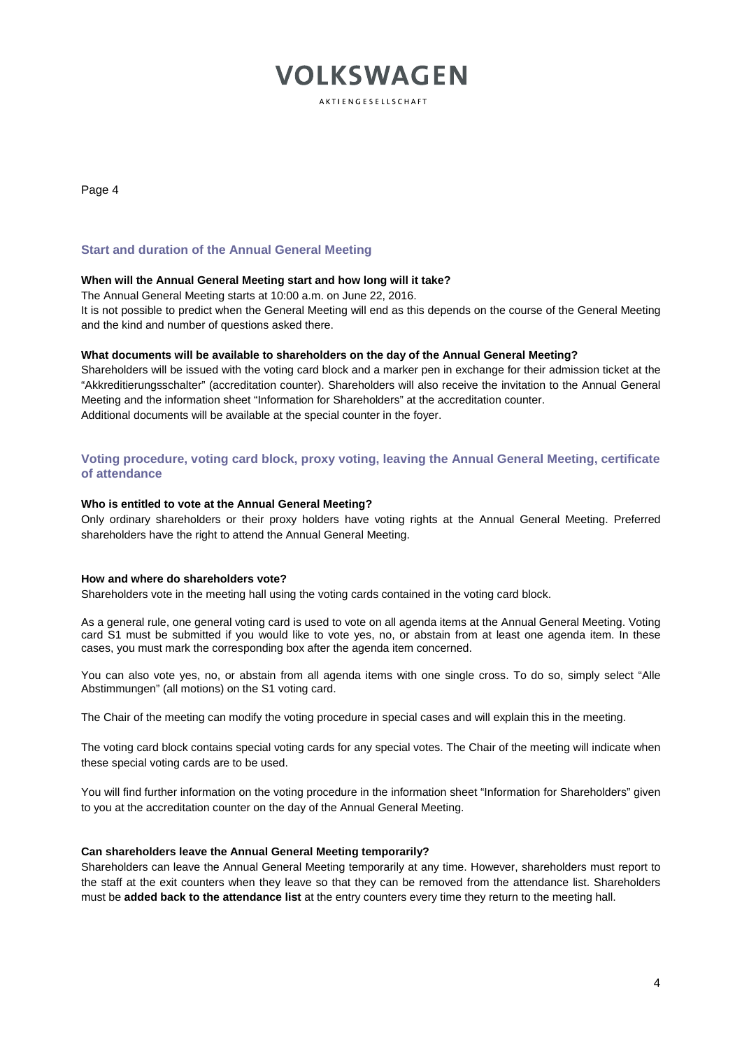## Start and duration of the Annual General Meeting

**When will the Annual General Meeting start and how long will it take?**

The Annual General Meeting starts at 10:00 a.m. on June 22, 2016.
It is not possible to predict when the General Meeting will end as this depends on the course of the General Meeting and the kind and number of questions asked there.

**What documents will be available to shareholders on the day of the Annual General Meeting?**

Shareholders will be issued with the voting card block and a marker pen in exchange for their admission ticket at the "Akkreditierungsschalter" (accreditation counter). Shareholders will also receive the invitation to the Annual General Meeting and the information sheet "Information for Shareholders" at the accreditation counter.
Additional documents will be available at the special counter in the foyer.

## Voting procedure, voting card block, proxy voting, leaving the Annual General Meeting, certificate of attendance

**Who is entitled to vote at the Annual General Meeting?**

Only ordinary shareholders or their proxy holders have voting rights at the Annual General Meeting. Preferred shareholders have the right to attend the Annual General Meeting.

**How and where do shareholders vote?**

Shareholders vote in the meeting hall using the voting cards contained in the voting card block.

As a general rule, one general voting card is used to vote on all agenda items at the Annual General Meeting. Voting card S1 must be submitted if you would like to vote yes, no, or abstain from at least one agenda item. In these cases, you must mark the corresponding box after the agenda item concerned.

You can also vote yes, no, or abstain from all agenda items with one single cross. To do so, simply select "Alle Abstimmungen" (all motions) on the S1 voting card.

The Chair of the meeting can modify the voting procedure in special cases and will explain this in the meeting.

The voting card block contains special voting cards for any special votes. The Chair of the meeting will indicate when these special voting cards are to be used.

You will find further information on the voting procedure in the information sheet "Information for Shareholders" given to you at the accreditation counter on the day of the Annual General Meeting.

**Can shareholders leave the Annual General Meeting temporarily?**

Shareholders can leave the Annual General Meeting temporarily at any time. However, shareholders must report to the staff at the exit counters when they leave so that they can be removed from the attendance list. Shareholders must be **added back to the attendance list** at the entry counters every time they return to the meeting hall.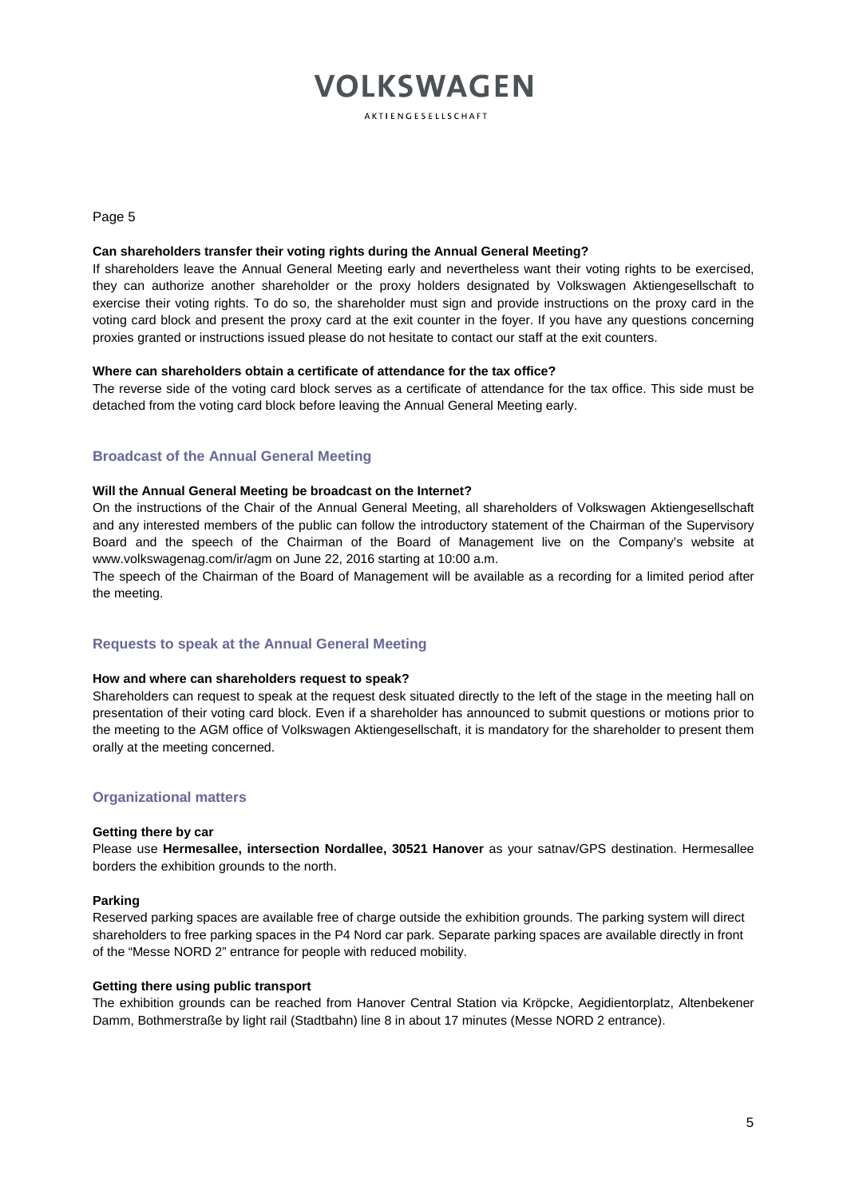Page 5

**Can shareholders transfer their voting rights during the Annual General Meeting?**

If shareholders leave the Annual General Meeting early and nevertheless want their voting rights to be exercised, they can authorize another shareholder or the proxy holders designated by Volkswagen Aktiengesellschaft to exercise their voting rights. To do so, the shareholder must sign and provide instructions on the proxy card in the voting card block and present the proxy card at the exit counter in the foyer. If you have any questions concerning proxies granted or instructions issued please do not hesitate to contact our staff at the exit counters.

**Where can shareholders obtain a certificate of attendance for the tax office?**

The reverse side of the voting card block serves as a certificate of attendance for the tax office. This side must be detached from the voting card block before leaving the Annual General Meeting early.

## Broadcast of the Annual General Meeting

**Will the Annual General Meeting be broadcast on the Internet?**

On the instructions of the Chair of the Annual General Meeting, all shareholders of Volkswagen Aktiengesellschaft and any interested members of the public can follow the introductory statement of the Chairman of the Supervisory Board and the speech of the Chairman of the Board of Management live on the Company's website at www.volkswagenag.com/ir/agm on June 22, 2016 starting at 10:00 a.m.

The speech of the Chairman of the Board of Management will be available as a recording for a limited period after the meeting.

## Requests to speak at the Annual General Meeting

**How and where can shareholders request to speak?**

Shareholders can request to speak at the request desk situated directly to the left of the stage in the meeting hall on presentation of their voting card block. Even if a shareholder has announced to submit questions or motions prior to the meeting to the AGM office of Volkswagen Aktiengesellschaft, it is mandatory for the shareholder to present them orally at the meeting concerned.

## Organizational matters

**Getting there by car**

Please use **Hermesallee, intersection Nordallee, 30521 Hanover** as your satnav/GPS destination. Hermesallee borders the exhibition grounds to the north.

**Parking**

Reserved parking spaces are available free of charge outside the exhibition grounds. The parking system will direct shareholders to free parking spaces in the P4 Nord car park. Separate parking spaces are available directly in front of the "Messe NORD 2" entrance for people with reduced mobility.

**Getting there using public transport**

The exhibition grounds can be reached from Hanover Central Station via Kröpcke, Aegidientorplatz, Altenbekener Damm, Bothmerstraße by light rail (Stadtbahn) line 8 in about 17 minutes (Messe NORD 2 entrance).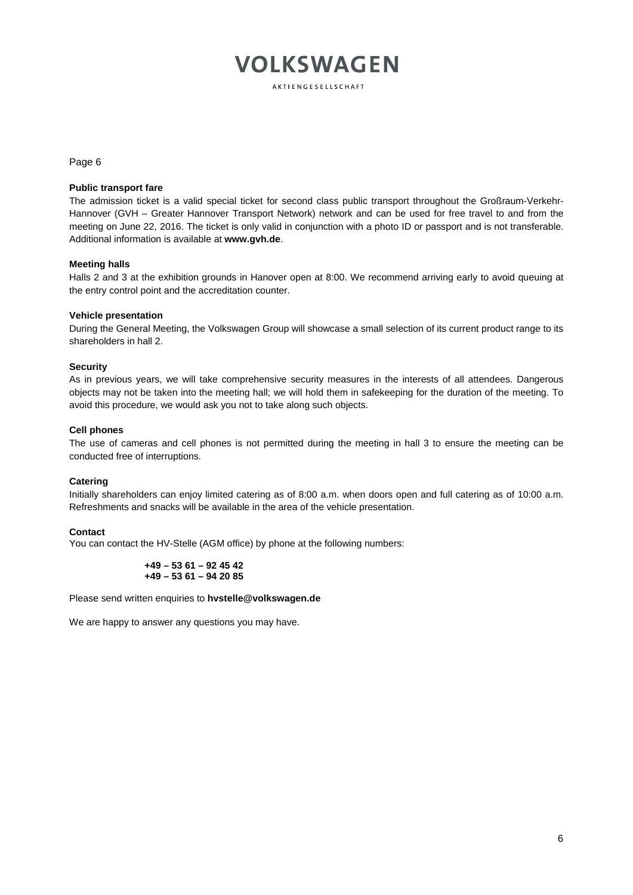Page 6

**Public transport fare**

The admission ticket is a valid special ticket for second class public transport throughout the Großraum-Verkehr-Hannover (GVH – Greater Hannover Transport Network) network and can be used for free travel to and from the meeting on June 22, 2016. The ticket is only valid in conjunction with a photo ID or passport and is not transferable. Additional information is available at **www.gvh.de**.

**Meeting halls**

Halls 2 and 3 at the exhibition grounds in Hanover open at 8:00. We recommend arriving early to avoid queuing at the entry control point and the accreditation counter.

**Vehicle presentation**

During the General Meeting, the Volkswagen Group will showcase a small selection of its current product range to its shareholders in hall 2.

**Security**

As in previous years, we will take comprehensive security measures in the interests of all attendees. Dangerous objects may not be taken into the meeting hall; we will hold them in safekeeping for the duration of the meeting. To avoid this procedure, we would ask you not to take along such objects.

**Cell phones**

The use of cameras and cell phones is not permitted during the meeting in hall 3 to ensure the meeting can be conducted free of interruptions.

**Catering**

Initially shareholders can enjoy limited catering as of 8:00 a.m. when doors open and full catering as of 10:00 a.m. Refreshments and snacks will be available in the area of the vehicle presentation.

**Contact**

You can contact the HV-Stelle (AGM office) by phone at the following numbers:

**+49 – 53 61 – 92 45 42**
**+49 – 53 61 – 94 20 85**

Please send written enquiries to **hvstelle@volkswagen.de**

We are happy to answer any questions you may have.